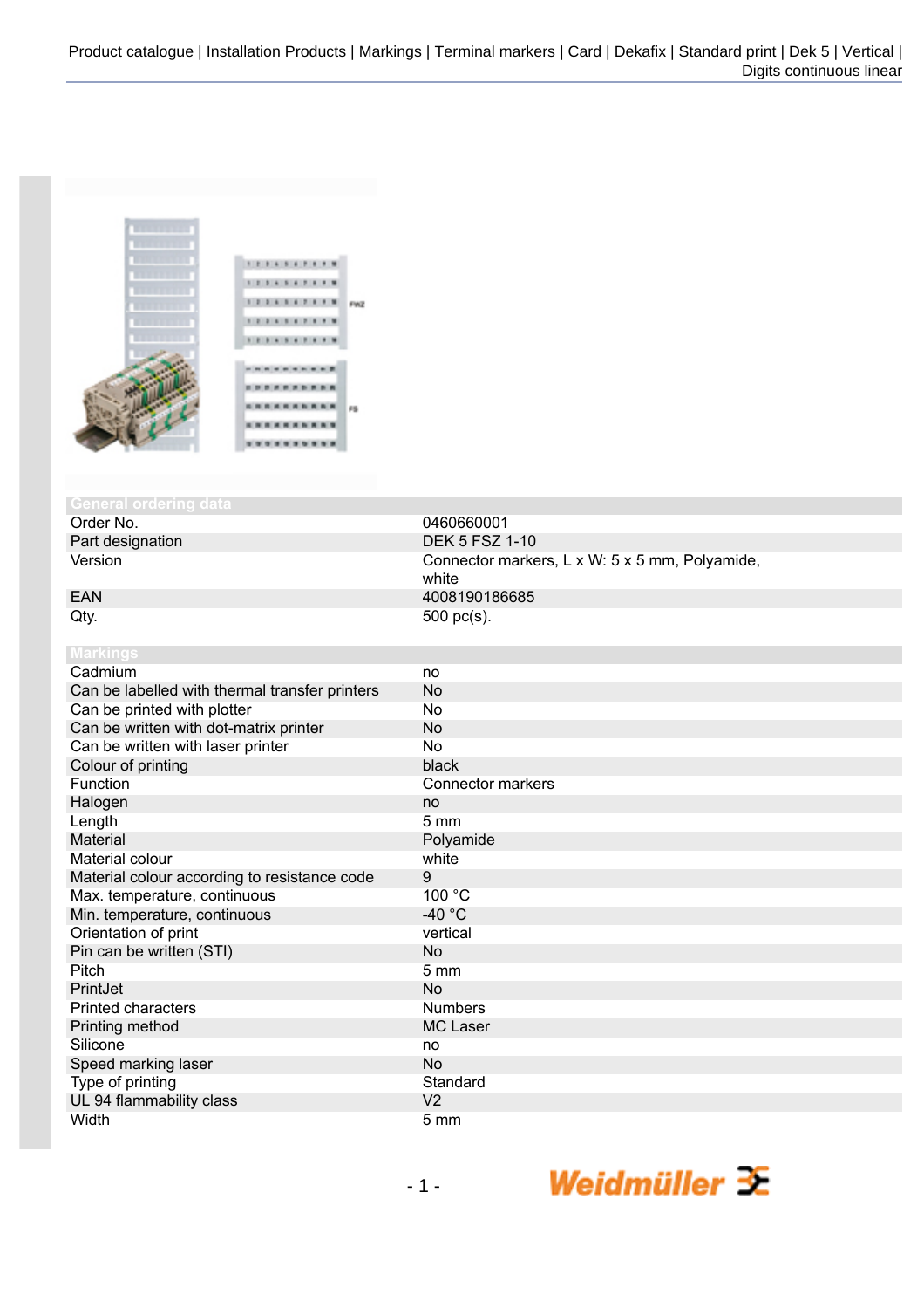## General ordering data

| | |
|---|---|
| Order No. | 0460660001 |
| Part designation | DEK 5 FSZ 1-10 |
| Version | Connector markers, L x W: 5 x 5 mm, Polyamide, white |
| EAN | 4008190186685 |
| Qty. | 500 pc(s). |

## Markings

| | |
|---|---|
| Cadmium | no |
| Can be labelled with thermal transfer printers | No |
| Can be printed with plotter | No |
| Can be written with dot-matrix printer | No |
| Can be written with laser printer | No |
| Colour of printing | black |
| Function | Connector markers |
| Halogen | no |
| Length | 5 mm |
| Material | Polyamide |
| Material colour | white |
| Material colour according to resistance code | 9 |
| Max. temperature, continuous | 100 °C |
| Min. temperature, continuous | -40 °C |
| Orientation of print | vertical |
| Pin can be written (STI) | No |
| Pitch | 5 mm |
| PrintJet | No |
| Printed characters | Numbers |
| Printing method | MC Laser |
| Silicone | no |
| Speed marking laser | No |
| Type of printing | Standard |
| UL 94 flammability class | V2 |
| Width | 5 mm |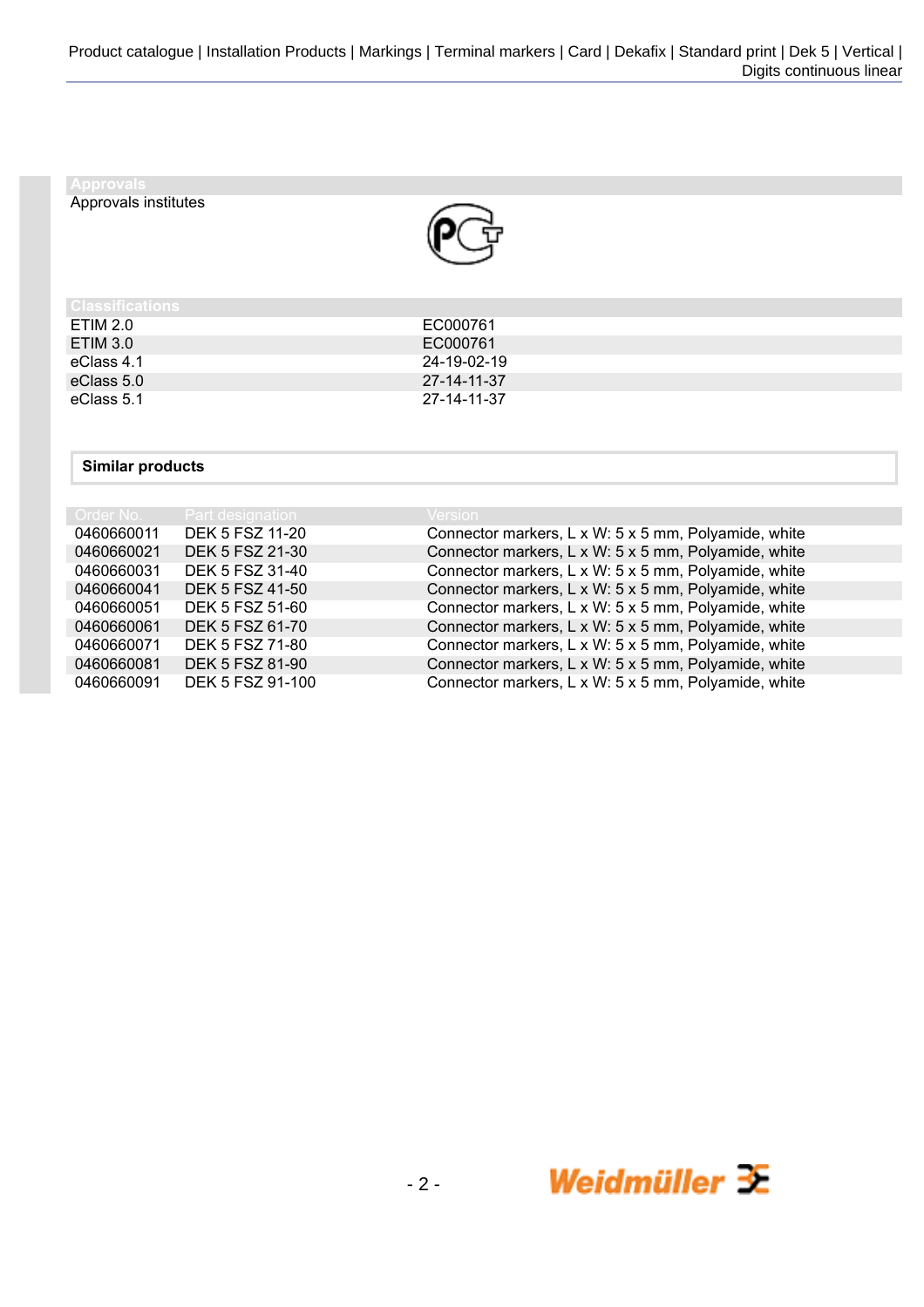## Approvals

Approvals institutes

## Classifications

| | |
|---|---|
| ETIM 2.0 | EC000761 |
| ETIM 3.0 | EC000761 |
| eClass 4.1 | 24-19-02-19 |
| eClass 5.0 | 27-14-11-37 |
| eClass 5.1 | 27-14-11-37 |

## Similar products

| Order No. | Part designation | Version |
|---|---|---|
| 0460660011 | DEK 5 FSZ 11-20 | Connector markers, L x W: 5 x 5 mm, Polyamide, white |
| 0460660021 | DEK 5 FSZ 21-30 | Connector markers, L x W: 5 x 5 mm, Polyamide, white |
| 0460660031 | DEK 5 FSZ 31-40 | Connector markers, L x W: 5 x 5 mm, Polyamide, white |
| 0460660041 | DEK 5 FSZ 41-50 | Connector markers, L x W: 5 x 5 mm, Polyamide, white |
| 0460660051 | DEK 5 FSZ 51-60 | Connector markers, L x W: 5 x 5 mm, Polyamide, white |
| 0460660061 | DEK 5 FSZ 61-70 | Connector markers, L x W: 5 x 5 mm, Polyamide, white |
| 0460660071 | DEK 5 FSZ 71-80 | Connector markers, L x W: 5 x 5 mm, Polyamide, white |
| 0460660081 | DEK 5 FSZ 81-90 | Connector markers, L x W: 5 x 5 mm, Polyamide, white |
| 0460660091 | DEK 5 FSZ 91-100 | Connector markers, L x W: 5 x 5 mm, Polyamide, white |